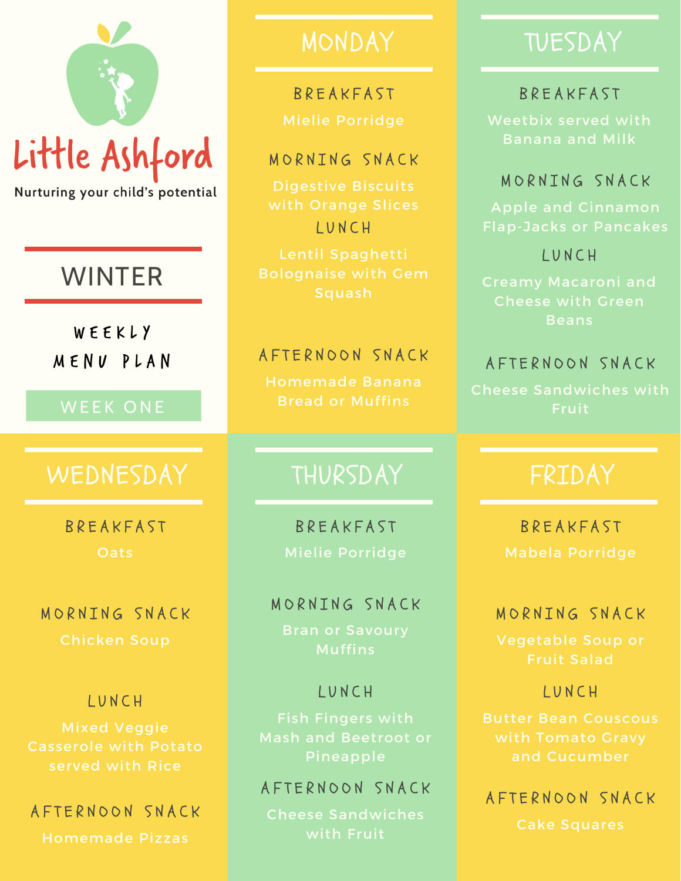# Little Ashford

Nurturing your child's potential

## WINTER

### WEEKLY MENU PLAN

WEEK ONE

## MONDAY

### BREAKFAST

Mielie Porridge

### MORNING SNACK

Digestive Biscuits with Orange Slices

### LUNCH

Lentil Spaghetti Bolognaise with Gem Squash

### AFTERNOON SNACK

Homemade Banana Bread or Muffins

## TUESDAY

### BREAKFAST

Weetbix served with Banana and Milk

### MORNING SNACK

Apple and Cinnamon Flap-Jacks or Pancakes

### LUNCH

Creamy Macaroni and Cheese with Green Beans

### AFTERNOON SNACK

Cheese Sandwiches with Fruit

## WEDNESDAY

### BREAKFAST

Oats

### MORNING SNACK

Chicken Soup

### LUNCH

Mixed Veggie Casserole with Potato served with Rice

### AFTERNOON SNACK

Homemade Pizzas

## THURSDAY

### BREAKFAST

Mielie Porridge

### MORNING SNACK

Bran or Savoury Muffins

### LUNCH

Fish Fingers with Mash and Beetroot or Pineapple

### AFTERNOON SNACK

Cheese Sandwiches with Fruit

## FRIDAY

### BREAKFAST

Mabela Porridge

### MORNING SNACK

Vegetable Soup or Fruit Salad

### LUNCH

Butter Bean Couscous with Tomato Gravy and Cucumber

### AFTERNOON SNACK

Cake Squares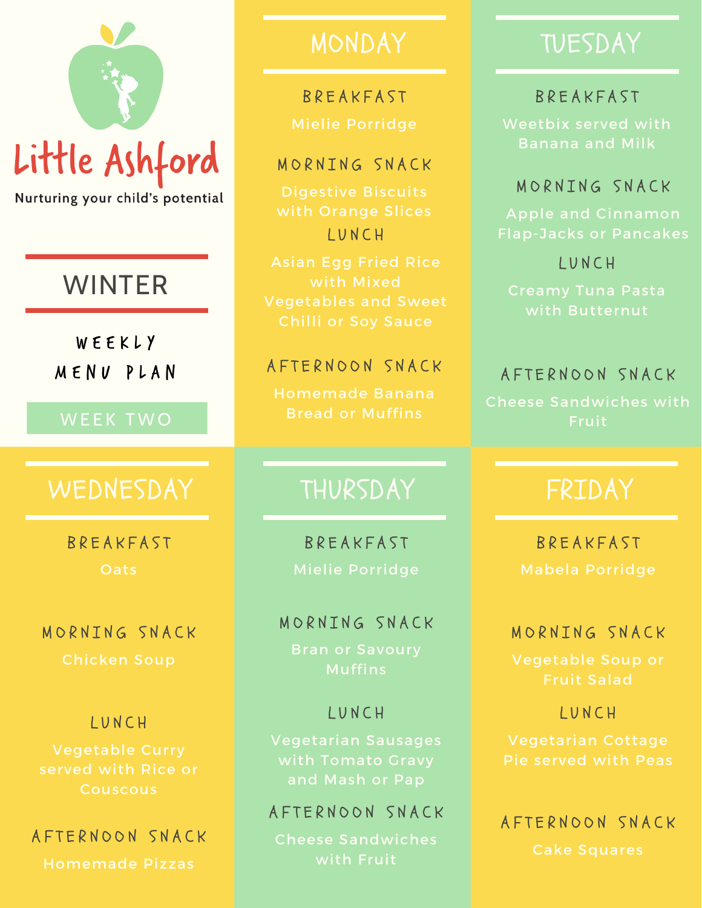# Little Ashford

Nurturing your child's potential

## WINTER

### WEEKLY MENU PLAN

WEEK TWO

## MONDAY

### BREAKFAST

Mielie Porridge

### MORNING SNACK

Digestive Biscuits with Orange Slices

### LUNCH

Asian Egg Fried Rice with Mixed Vegetables and Sweet Chilli or Soy Sauce

### AFTERNOON SNACK

Homemade Banana Bread or Muffins

## TUESDAY

### BREAKFAST

Weetbix served with Banana and Milk

### MORNING SNACK

Apple and Cinnamon Flap-Jacks or Pancakes

### LUNCH

Creamy Tuna Pasta with Butternut

### AFTERNOON SNACK

Cheese Sandwiches with Fruit

## WEDNESDAY

### BREAKFAST

Oats

### MORNING SNACK

Chicken Soup

### LUNCH

Vegetable Curry served with Rice or Couscous

### AFTERNOON SNACK

Homemade Pizzas

## THURSDAY

### BREAKFAST

Mielie Porridge

### MORNING SNACK

Bran or Savoury Muffins

### LUNCH

Vegetarian Sausages with Tomato Gravy and Mash or Pap

### AFTERNOON SNACK

Cheese Sandwiches with Fruit

## FRIDAY

### BREAKFAST

Mabela Porridge

### MORNING SNACK

Vegetable Soup or Fruit Salad

### LUNCH

Vegetarian Cottage Pie served with Peas

### AFTERNOON SNACK

Cake Squares